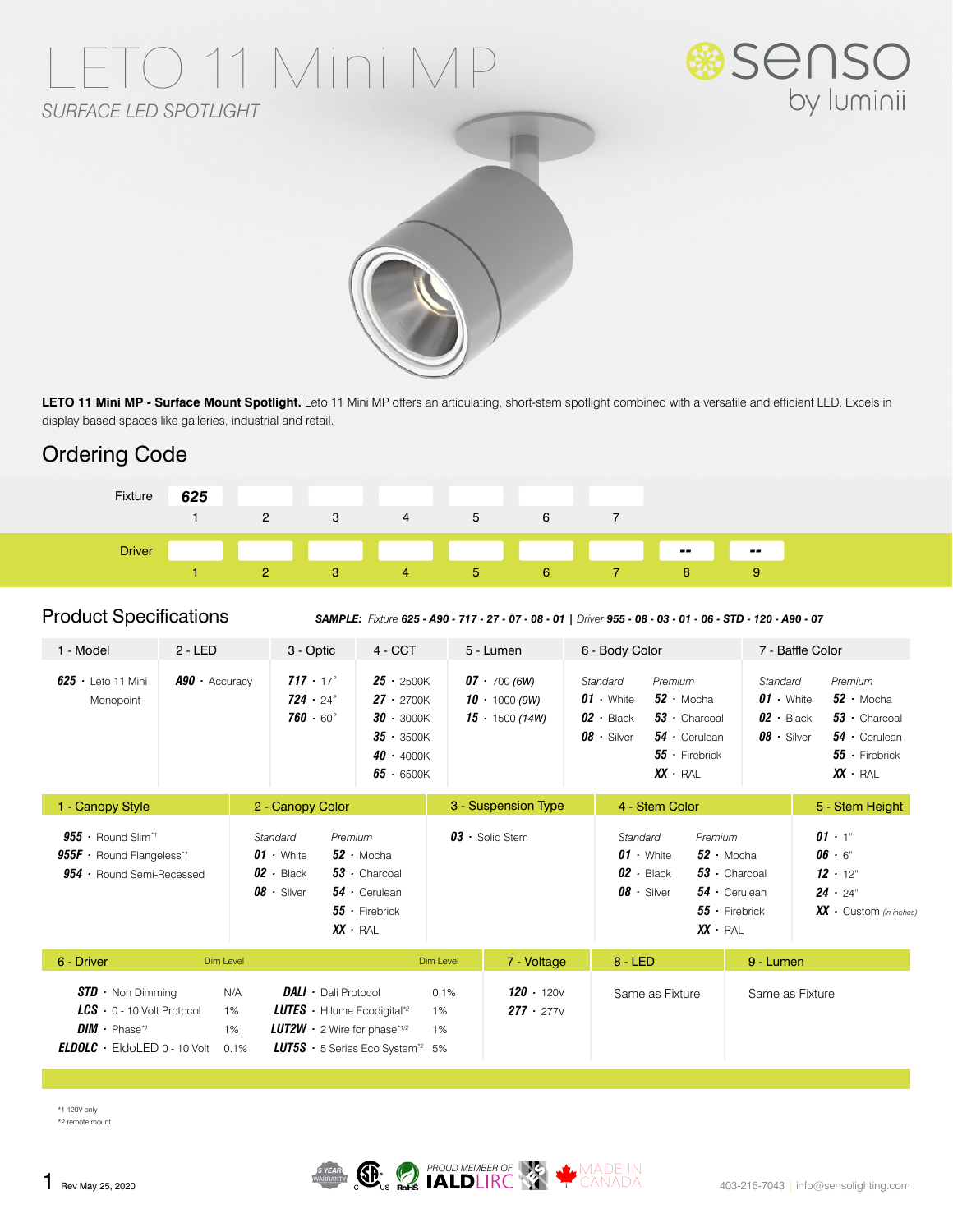# LETO 11 Mini MP

*SURFACE LED SPOTLIGHT*

senso by luminii

**LETO 11 Mini MP - Surface Mount Spotlight.** Leto 11 Mini MP offers an articulating, short-stem spotlight combined with a versatile and efficient LED. Excels in display based spaces like galleries, industrial and retail.

## Ordering Code

| | | | | | | | | | |
|---|---|---|---|---|---|---|---|---|---|
| Fixture | 625 | | | | | | | | |
| | 1 | 2 | 3 | 4 | 5 | 6 | 7 | | |
| Driver | | | | | | | | -- | -- |
| | 1 | 2 | 3 | 4 | 5 | 6 | 7 | 8 | 9 |

## Product Specifications

***SAMPLE:*** *Fixture* ***625 - A90 - 717 - 27 - 07 - 08 - 01*** | *Driver* ***955 - 08 - 03 - 01 - 06 - STD - 120 - A90 - 07***

| 1 - Model | 2 - LED | 3 - Optic | 4 - CCT | 5 - Lumen | 6 - Body Color | 7 - Baffle Color |
|---|---|---|---|---|---|---|
| **625** · Leto 11 Mini Monopoint | **A90** · Accuracy | **717** · 17˚ | **25** · 2500K | **07** · 700 *(6W)* | *Standard* **01** · White | *Standard* **01** · White |
| | | **724** · 24˚ | **27** · 2700K | **10** · 1000 *(9W)* | **02** · Black | **02** · Black |
| | | **760** · 60˚ | **30** · 3000K | **15** · 1500 *(14W)* | **08** · Silver | **08** · Silver |
| | | | **35** · 3500K | | *Premium* **52** · Mocha | *Premium* **52** · Mocha |
| | | | **40** · 4000K | | **53** · Charcoal | **53** · Charcoal |
| | | | **65** · 6500K | | **54** · Cerulean | **54** · Cerulean |
| | | | | | **55** · Firebrick | **55** · Firebrick |
| | | | | | **XX** · RAL | **XX** · RAL |

| 1 - Canopy Style | 2 - Canopy Color | 3 - Suspension Type | 4 - Stem Color | 5 - Stem Height |
|---|---|---|---|---|
| **955** · Round Slim[*1] | *Standard* **01** · White | **03** · Solid Stem | *Standard* **01** · White | **01** · 1" |
| **955F** · Round Flangeless[*1] | **02** · Black | | **02** · Black | **06** · 6" |
| **954** · Round Semi-Recessed | **08** · Silver | | **08** · Silver | **12** · 12" |
| | *Premium* **52** · Mocha | | *Premium* **52** · Mocha | **24** · 24" |
| | **53** · Charcoal | | **53** · Charcoal | **XX** · Custom *(in inches)* |
| | **54** · Cerulean | | **54** · Cerulean | |
| | **55** · Firebrick | | **55** · Firebrick | |
| | **XX** · RAL | | **XX** · RAL | |

| 6 - Driver | Dim Level | | Dim Level | 7 - Voltage | 8 - LED | 9 - Lumen |
|---|---|---|---|---|---|---|
| **STD** · Non Dimming | N/A | **DALI** · Dali Protocol | 0.1% | **120** · 120V | Same as Fixture | Same as Fixture |
| **LCS** · 0 - 10 Volt Protocol | 1% | **LUTES** · Hilume Ecodigital[*2] | 1% | **277** · 277V | | |
| **DIM** · Phase[*1] | 1% | **LUT2W** · 2 Wire for phase[*1/2] | 1% | | | |
| **ELDOLC** · EldoLED 0 - 10 Volt | 0.1% | **LUT5S** · 5 Series Eco System[*2] | 5% | | | |

*1 120V only
*2 remote mount

Rev May 25, 2020

5 YEAR WARRANTY · PROUD MEMBER OF IALD LIRC · MADE IN CANADA

403-216-7043 | info@sensolighting.com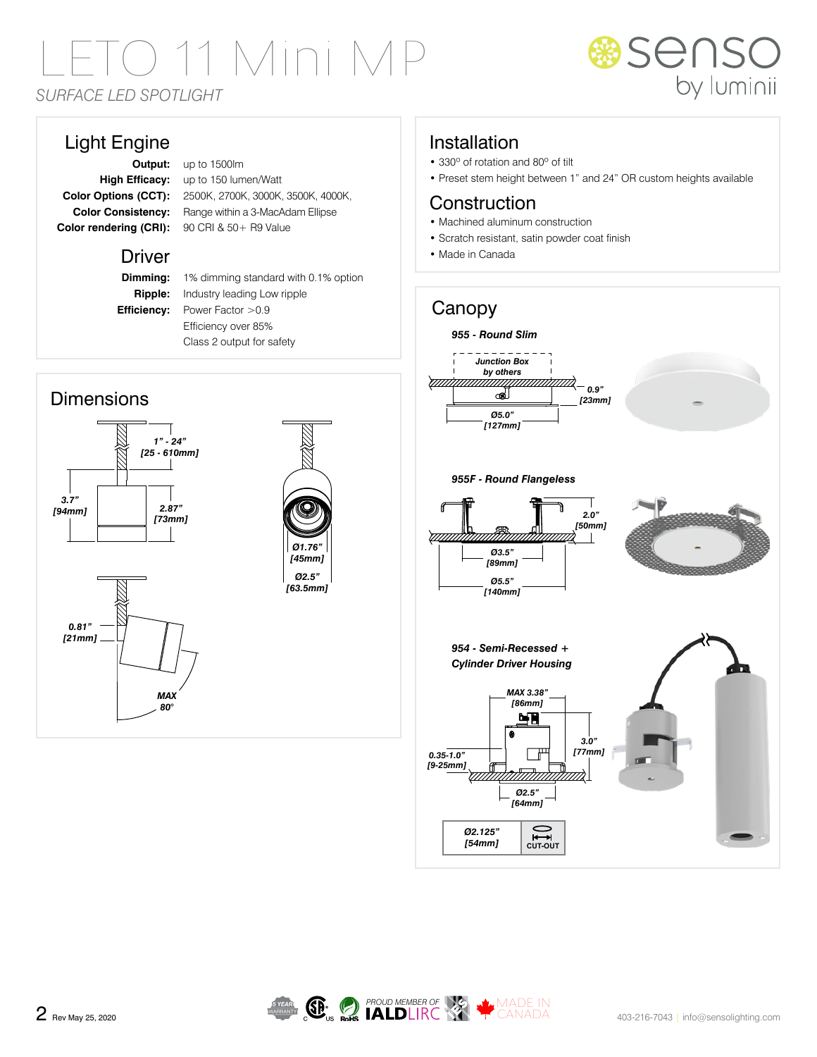# LETO 11 Mini MP

*SURFACE LED SPOTLIGHT*

## Light Engine

**Output:** up to 1500lm
**High Efficacy:** up to 150 lumen/Watt
**Color Options (CCT):** 2500K, 2700K, 3000K, 3500K, 4000K,
**Color Consistency:** Range within a 3-MacAdam Ellipse
**Color rendering (CRI):** 90 CRI & 50+ R9 Value

## Driver

**Dimming:** 1% dimming standard with 0.1% option
**Ripple:** Industry leading Low ripple
**Efficiency:** Power Factor >0.9
Efficiency over 85%
Class 2 output for safety

## Dimensions

1" - 24" [25 - 610mm]
3.7" [94mm]
2.87" [73mm]
Ø1.76" [45mm]
Ø2.5" [63.5mm]
0.81" [21mm]
MAX 80°

## Installation

- 330° of rotation and 80° of tilt
- Preset stem height between 1" and 24" OR custom heights available

## Construction

- Machined aluminum construction
- Scratch resistant, satin powder coat finish
- Made in Canada

## Canopy

***955 - Round Slim***

Junction Box by others
0.9" [23mm]
Ø5.0" [127mm]

***955F - Round Flangeless***

2.0" [50mm]
Ø3.5" [89mm]
Ø5.5" [140mm]

***954 - Semi-Recessed + Cylinder Driver Housing***

MAX 3.38" [86mm]
3.0" [77mm]
0.35-1.0" [9-25mm]
Ø2.5" [64mm]

| Ø2.125" [54mm] | CUT-OUT |
|---|---|

Rev May 25, 2020

403-216-7043 | info@sensolighting.com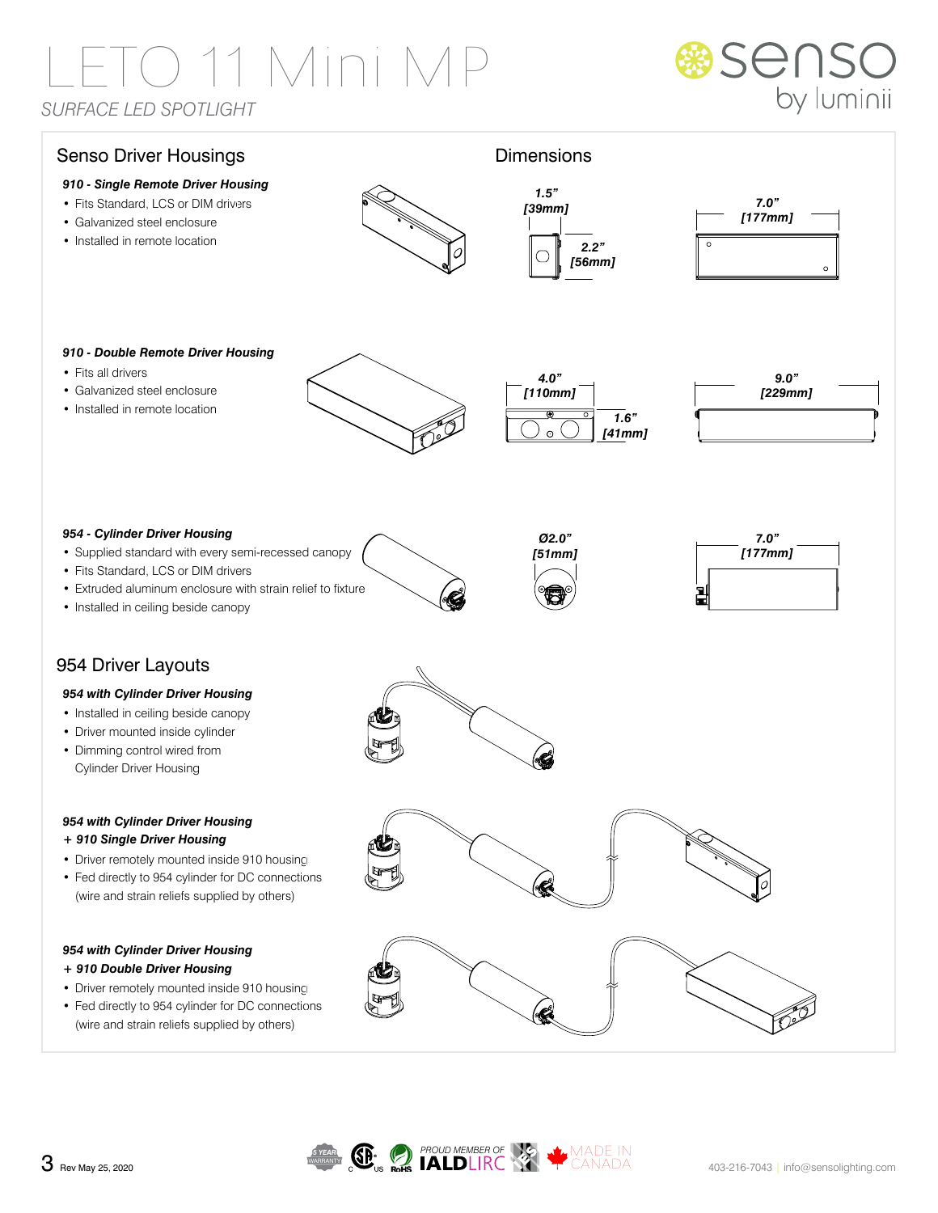# LETO 11 Mini MP

*SURFACE LED SPOTLIGHT*

## Senso Driver Housings

***910 - Single Remote Driver Housing***

- Fits Standard, LCS or DIM drivers
- Galvanized steel enclosure
- Installed in remote location

***910 - Double Remote Driver Housing***

- Fits all drivers
- Galvanized steel enclosure
- Installed in remote location

***954 - Cylinder Driver Housing***

- Supplied standard with every semi-recessed canopy
- Fits Standard, LCS or DIM drivers
- Extruded aluminum enclosure with strain relief to fixture
- Installed in ceiling beside canopy

## Dimensions

*1.5" [39mm]*
*2.2" [56mm]*
*7.0" [177mm]*

*4.0" [110mm]*
*1.6" [41mm]*
*9.0" [229mm]*

*Ø2.0" [51mm]*
*7.0" [177mm]*

## 954 Driver Layouts

***954 with Cylinder Driver Housing***

- Installed in ceiling beside canopy
- Driver mounted inside cylinder
- Dimming control wired from Cylinder Driver Housing

***954 with Cylinder Driver Housing***
***+ 910 Single Driver Housing***

- Driver remotely mounted inside 910 housing
- Fed directly to 954 cylinder for DC connections (wire and strain reliefs supplied by others)

***954 with Cylinder Driver Housing***
***+ 910 Double Driver Housing***

- Driver remotely mounted inside 910 housing
- Fed directly to 954 cylinder for DC connections (wire and strain reliefs supplied by others)

Rev May 25, 2020

5 YEAR WARRANTY | RoHS | PROUD MEMBER OF IALD LIRC | MADE IN CANADA

403-216-7043 | info@sensolighting.com